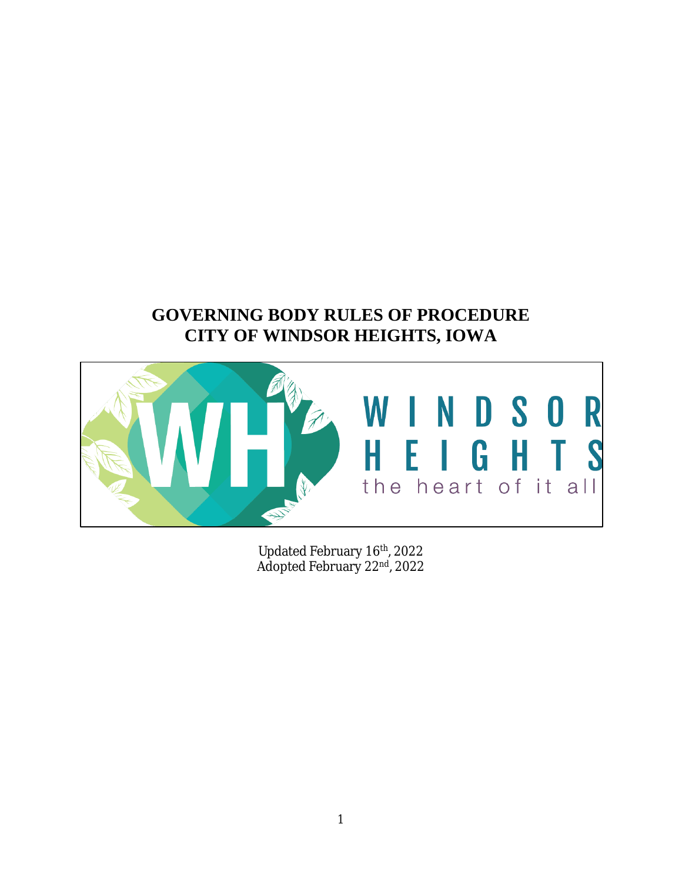# GOVERNING BODY RULES OF PROCEDURE
# CITY OF WINDSOR HEIGHTS, IOWA

WINDSOR HEIGHTS

the heart of it all

Updated February 16th, 2022
Adopted February 22nd, 2022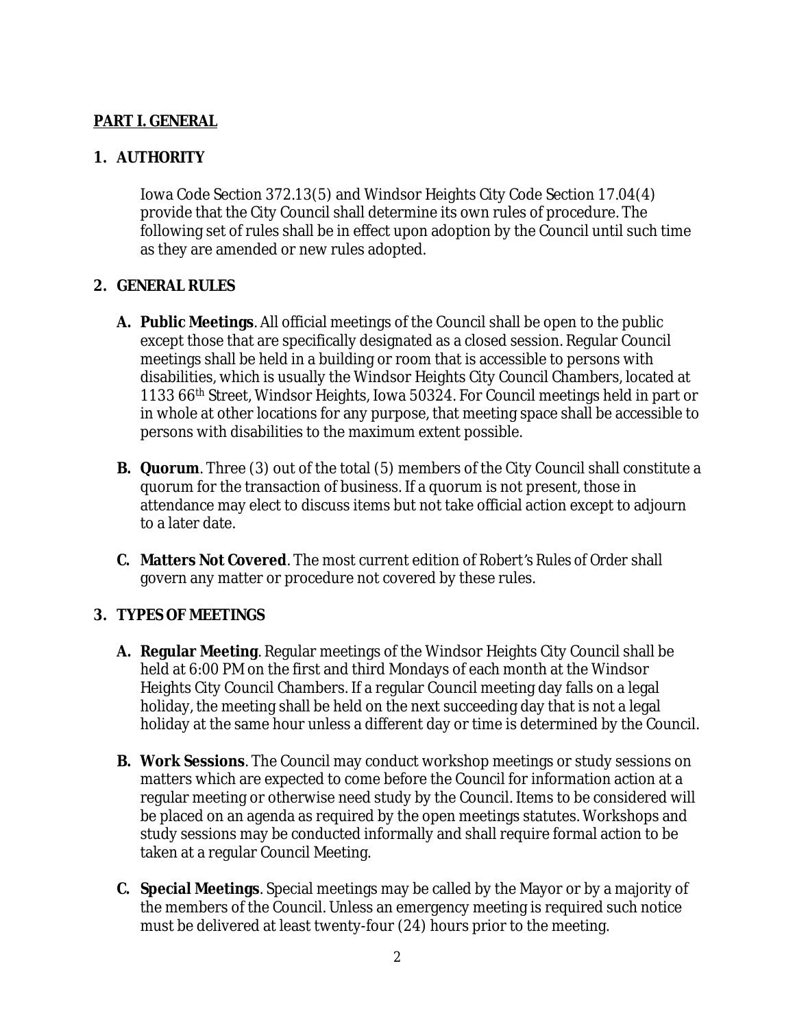## PART I. GENERAL

### 1. AUTHORITY

Iowa Code Section 372.13(5) and Windsor Heights City Code Section 17.04(4) provide that the City Council shall determine its own rules of procedure. The following set of rules shall be in effect upon adoption by the Council until such time as they are amended or new rules adopted.

### 2. GENERAL RULES

**A. Public Meetings**. All official meetings of the Council shall be open to the public except those that are specifically designated as a closed session. Regular Council meetings shall be held in a building or room that is accessible to persons with disabilities, which is usually the Windsor Heights City Council Chambers, located at 1133 66th Street, Windsor Heights, Iowa 50324. For Council meetings held in part or in whole at other locations for any purpose, that meeting space shall be accessible to persons with disabilities to the maximum extent possible.

**B. Quorum**. Three (3) out of the total (5) members of the City Council shall constitute a quorum for the transaction of business. If a quorum is not present, those in attendance may elect to discuss items but not take official action except to adjourn to a later date.

**C. Matters Not Covered**. The most current edition of Robert's Rules of Order shall govern any matter or procedure not covered by these rules.

### 3. TYPES OF MEETINGS

**A. Regular Meeting**. Regular meetings of the Windsor Heights City Council shall be held at 6:00 PM on the first and third Mondays of each month at the Windsor Heights City Council Chambers. If a regular Council meeting day falls on a legal holiday, the meeting shall be held on the next succeeding day that is not a legal holiday at the same hour unless a different day or time is determined by the Council.

**B. Work Sessions**. The Council may conduct workshop meetings or study sessions on matters which are expected to come before the Council for information action at a regular meeting or otherwise need study by the Council. Items to be considered will be placed on an agenda as required by the open meetings statutes. Workshops and study sessions may be conducted informally and shall require formal action to be taken at a regular Council Meeting.

**C. Special Meetings**. Special meetings may be called by the Mayor or by a majority of the members of the Council. Unless an emergency meeting is required such notice must be delivered at least twenty-four (24) hours prior to the meeting.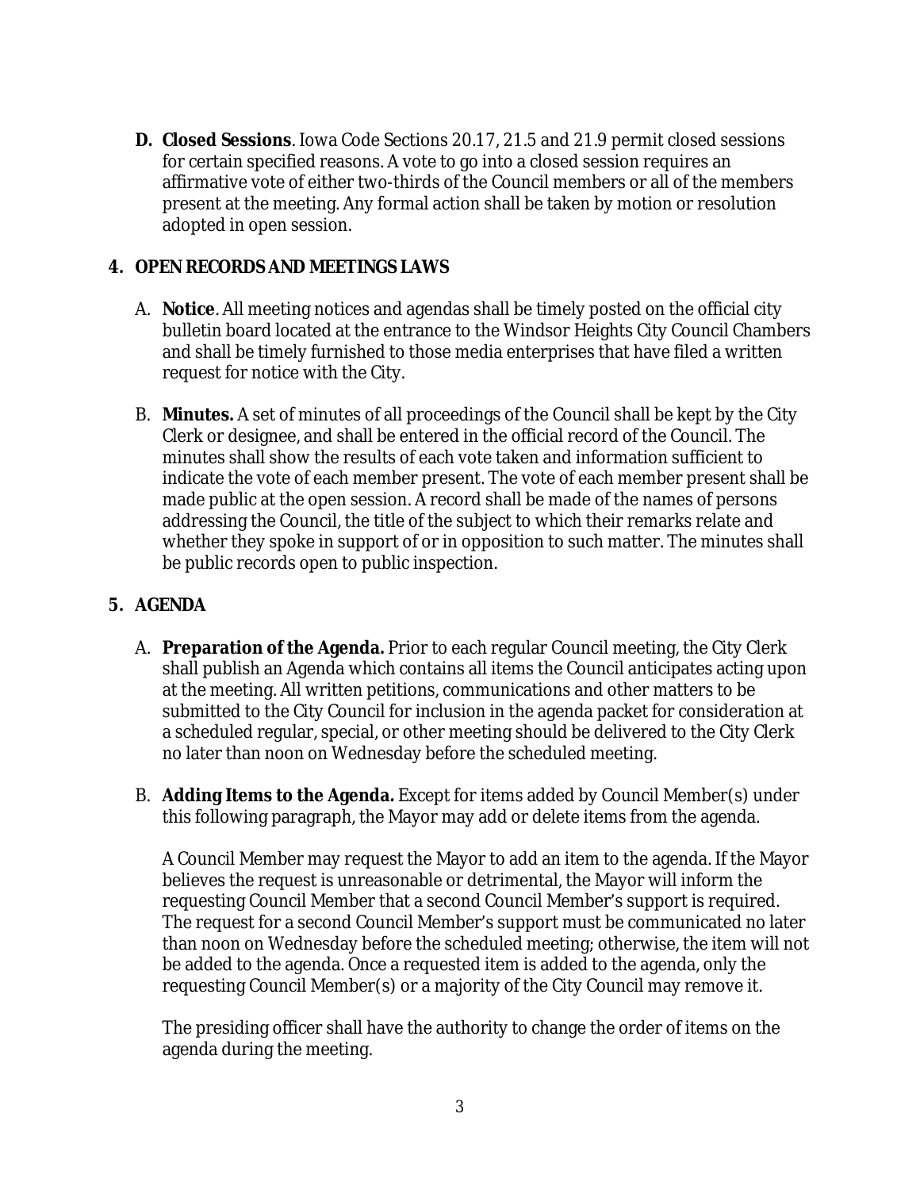**D. Closed Sessions**. Iowa Code Sections 20.17, 21.5 and 21.9 permit closed sessions for certain specified reasons. A vote to go into a closed session requires an affirmative vote of either two-thirds of the Council members or all of the members present at the meeting. Any formal action shall be taken by motion or resolution adopted in open session.

## 4. OPEN RECORDS AND MEETINGS LAWS

A. **Notice**. All meeting notices and agendas shall be timely posted on the official city bulletin board located at the entrance to the Windsor Heights City Council Chambers and shall be timely furnished to those media enterprises that have filed a written request for notice with the City.

B. **Minutes.** A set of minutes of all proceedings of the Council shall be kept by the City Clerk or designee, and shall be entered in the official record of the Council. The minutes shall show the results of each vote taken and information sufficient to indicate the vote of each member present. The vote of each member present shall be made public at the open session. A record shall be made of the names of persons addressing the Council, the title of the subject to which their remarks relate and whether they spoke in support of or in opposition to such matter. The minutes shall be public records open to public inspection.

## 5. AGENDA

A. **Preparation of the Agenda.** Prior to each regular Council meeting, the City Clerk shall publish an Agenda which contains all items the Council anticipates acting upon at the meeting. All written petitions, communications and other matters to be submitted to the City Council for inclusion in the agenda packet for consideration at a scheduled regular, special, or other meeting should be delivered to the City Clerk no later than noon on Wednesday before the scheduled meeting.

B. **Adding Items to the Agenda.** Except for items added by Council Member(s) under this following paragraph, the Mayor may add or delete items from the agenda.

A Council Member may request the Mayor to add an item to the agenda. If the Mayor believes the request is unreasonable or detrimental, the Mayor will inform the requesting Council Member that a second Council Member's support is required. The request for a second Council Member's support must be communicated no later than noon on Wednesday before the scheduled meeting; otherwise, the item will not be added to the agenda. Once a requested item is added to the agenda, only the requesting Council Member(s) or a majority of the City Council may remove it.

The presiding officer shall have the authority to change the order of items on the agenda during the meeting.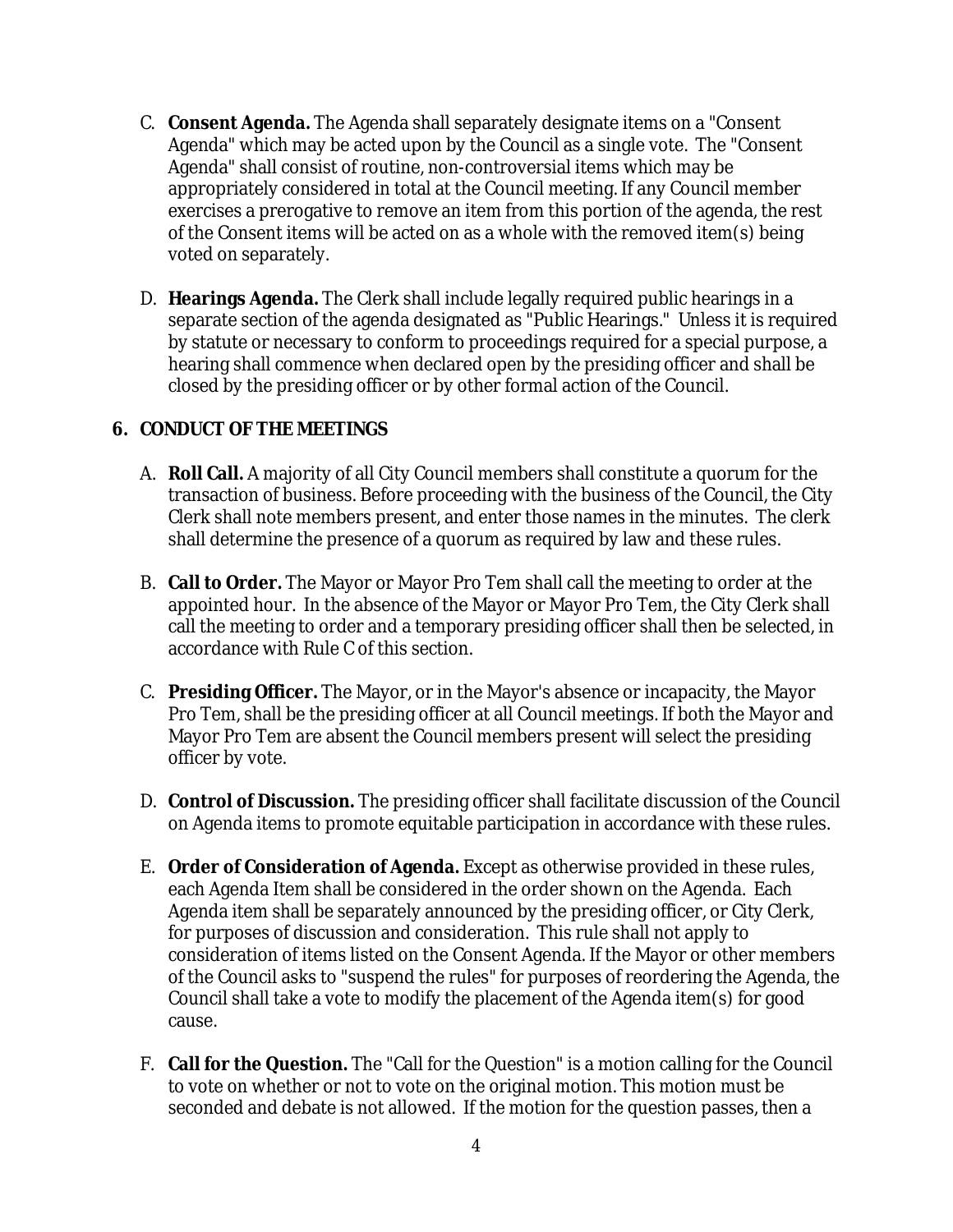C. **Consent Agenda.** The Agenda shall separately designate items on a "Consent Agenda" which may be acted upon by the Council as a single vote. The "Consent Agenda" shall consist of routine, non-controversial items which may be appropriately considered in total at the Council meeting. If any Council member exercises a prerogative to remove an item from this portion of the agenda, the rest of the Consent items will be acted on as a whole with the removed item(s) being voted on separately.

D. **Hearings Agenda.** The Clerk shall include legally required public hearings in a separate section of the agenda designated as "Public Hearings." Unless it is required by statute or necessary to conform to proceedings required for a special purpose, a hearing shall commence when declared open by the presiding officer and shall be closed by the presiding officer or by other formal action of the Council.

## 6. CONDUCT OF THE MEETINGS

A. **Roll Call.** A majority of all City Council members shall constitute a quorum for the transaction of business. Before proceeding with the business of the Council, the City Clerk shall note members present, and enter those names in the minutes. The clerk shall determine the presence of a quorum as required by law and these rules.

B. **Call to Order.** The Mayor or Mayor Pro Tem shall call the meeting to order at the appointed hour. In the absence of the Mayor or Mayor Pro Tem, the City Clerk shall call the meeting to order and a temporary presiding officer shall then be selected, in accordance with Rule C of this section.

C. **Presiding Officer.** The Mayor, or in the Mayor's absence or incapacity, the Mayor Pro Tem, shall be the presiding officer at all Council meetings. If both the Mayor and Mayor Pro Tem are absent the Council members present will select the presiding officer by vote.

D. **Control of Discussion.** The presiding officer shall facilitate discussion of the Council on Agenda items to promote equitable participation in accordance with these rules.

E. **Order of Consideration of Agenda.** Except as otherwise provided in these rules, each Agenda Item shall be considered in the order shown on the Agenda. Each Agenda item shall be separately announced by the presiding officer, or City Clerk, for purposes of discussion and consideration. This rule shall not apply to consideration of items listed on the Consent Agenda. If the Mayor or other members of the Council asks to "suspend the rules" for purposes of reordering the Agenda, the Council shall take a vote to modify the placement of the Agenda item(s) for good cause.

F. **Call for the Question.** The "Call for the Question" is a motion calling for the Council to vote on whether or not to vote on the original motion. This motion must be seconded and debate is not allowed. If the motion for the question passes, then a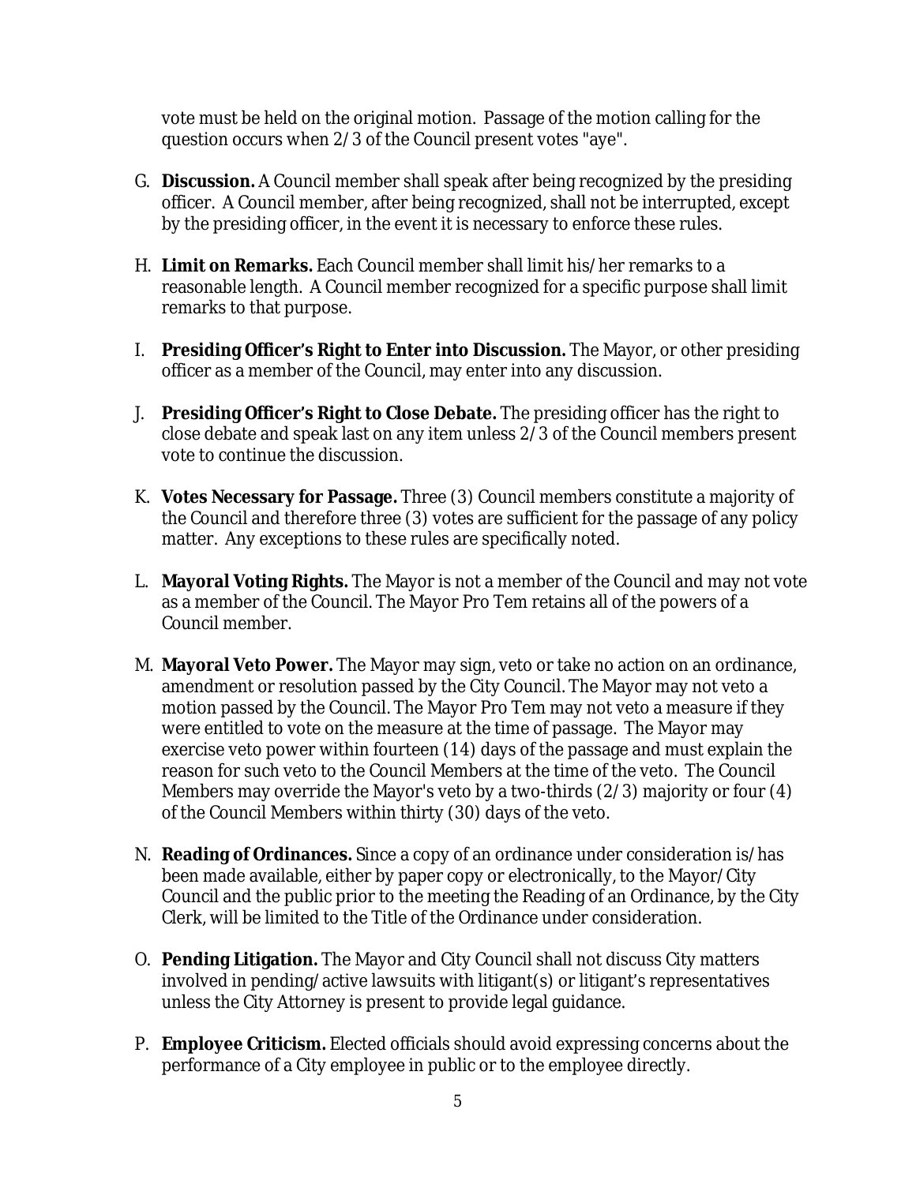vote must be held on the original motion. Passage of the motion calling for the question occurs when 2/3 of the Council present votes "aye".

G. **Discussion.** A Council member shall speak after being recognized by the presiding officer. A Council member, after being recognized, shall not be interrupted, except by the presiding officer, in the event it is necessary to enforce these rules.

H. **Limit on Remarks.** Each Council member shall limit his/her remarks to a reasonable length. A Council member recognized for a specific purpose shall limit remarks to that purpose.

I. **Presiding Officer's Right to Enter into Discussion.** The Mayor, or other presiding officer as a member of the Council, may enter into any discussion.

J. **Presiding Officer's Right to Close Debate.** The presiding officer has the right to close debate and speak last on any item unless 2/3 of the Council members present vote to continue the discussion.

K. **Votes Necessary for Passage.** Three (3) Council members constitute a majority of the Council and therefore three (3) votes are sufficient for the passage of any policy matter. Any exceptions to these rules are specifically noted.

L. **Mayoral Voting Rights.** The Mayor is not a member of the Council and may not vote as a member of the Council. The Mayor Pro Tem retains all of the powers of a Council member.

M. **Mayoral Veto Power.** The Mayor may sign, veto or take no action on an ordinance, amendment or resolution passed by the City Council. The Mayor may not veto a motion passed by the Council. The Mayor Pro Tem may not veto a measure if they were entitled to vote on the measure at the time of passage. The Mayor may exercise veto power within fourteen (14) days of the passage and must explain the reason for such veto to the Council Members at the time of the veto. The Council Members may override the Mayor's veto by a two-thirds (2/3) majority or four (4) of the Council Members within thirty (30) days of the veto.

N. **Reading of Ordinances.** Since a copy of an ordinance under consideration is/has been made available, either by paper copy or electronically, to the Mayor/City Council and the public prior to the meeting the Reading of an Ordinance, by the City Clerk, will be limited to the Title of the Ordinance under consideration.

O. **Pending Litigation.** The Mayor and City Council shall not discuss City matters involved in pending/active lawsuits with litigant(s) or litigant's representatives unless the City Attorney is present to provide legal guidance.

P. **Employee Criticism.** Elected officials should avoid expressing concerns about the performance of a City employee in public or to the employee directly.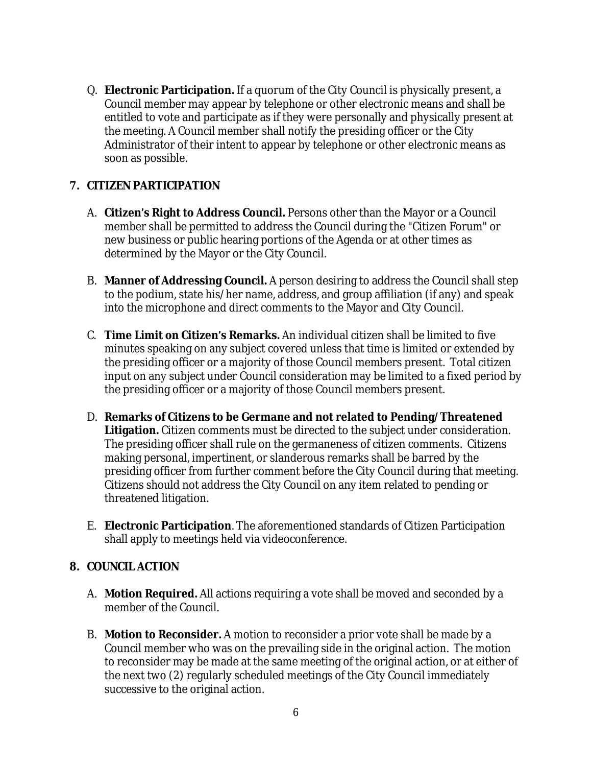Q. **Electronic Participation.** If a quorum of the City Council is physically present, a Council member may appear by telephone or other electronic means and shall be entitled to vote and participate as if they were personally and physically present at the meeting. A Council member shall notify the presiding officer or the City Administrator of their intent to appear by telephone or other electronic means as soon as possible.

## 7. CITIZEN PARTICIPATION

A. **Citizen's Right to Address Council.** Persons other than the Mayor or a Council member shall be permitted to address the Council during the "Citizen Forum" or new business or public hearing portions of the Agenda or at other times as determined by the Mayor or the City Council.

B. **Manner of Addressing Council.** A person desiring to address the Council shall step to the podium, state his/her name, address, and group affiliation (if any) and speak into the microphone and direct comments to the Mayor and City Council.

C. **Time Limit on Citizen's Remarks.** An individual citizen shall be limited to five minutes speaking on any subject covered unless that time is limited or extended by the presiding officer or a majority of those Council members present. Total citizen input on any subject under Council consideration may be limited to a fixed period by the presiding officer or a majority of those Council members present.

D. **Remarks of Citizens to be Germane and not related to Pending/Threatened Litigation.** Citizen comments must be directed to the subject under consideration. The presiding officer shall rule on the germaneness of citizen comments. Citizens making personal, impertinent, or slanderous remarks shall be barred by the presiding officer from further comment before the City Council during that meeting. Citizens should not address the City Council on any item related to pending or threatened litigation.

E. **Electronic Participation**. The aforementioned standards of Citizen Participation shall apply to meetings held via videoconference.

## 8. COUNCIL ACTION

A. **Motion Required.** All actions requiring a vote shall be moved and seconded by a member of the Council.

B. **Motion to Reconsider.** A motion to reconsider a prior vote shall be made by a Council member who was on the prevailing side in the original action. The motion to reconsider may be made at the same meeting of the original action, or at either of the next two (2) regularly scheduled meetings of the City Council immediately successive to the original action.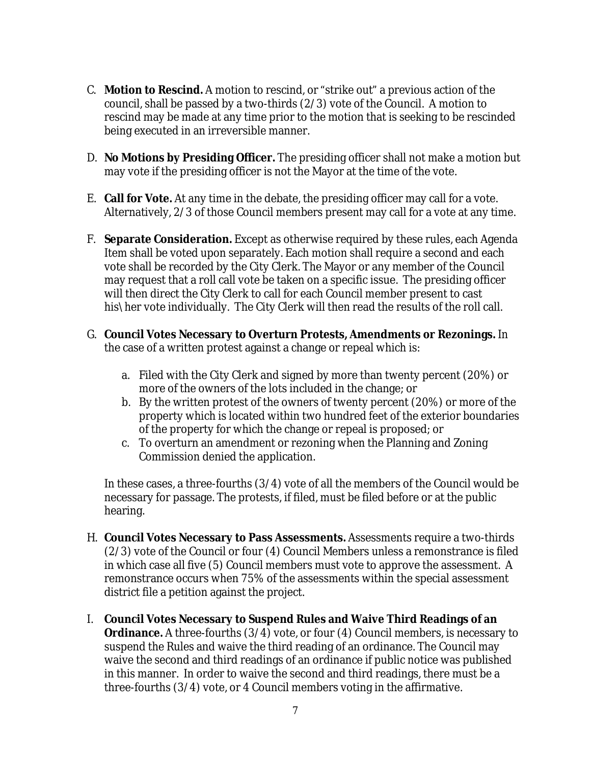C. **Motion to Rescind.** A motion to rescind, or "strike out" a previous action of the council, shall be passed by a two-thirds (2/3) vote of the Council. A motion to rescind may be made at any time prior to the motion that is seeking to be rescinded being executed in an irreversible manner.

D. **No Motions by Presiding Officer.** The presiding officer shall not make a motion but may vote if the presiding officer is not the Mayor at the time of the vote.

E. **Call for Vote.** At any time in the debate, the presiding officer may call for a vote. Alternatively, 2/3 of those Council members present may call for a vote at any time.

F. **Separate Consideration.** Except as otherwise required by these rules, each Agenda Item shall be voted upon separately. Each motion shall require a second and each vote shall be recorded by the City Clerk. The Mayor or any member of the Council may request that a roll call vote be taken on a specific issue. The presiding officer will then direct the City Clerk to call for each Council member present to cast his\ her vote individually. The City Clerk will then read the results of the roll call.

G. **Council Votes Necessary to Overturn Protests, Amendments or Rezonings.** In the case of a written protest against a change or repeal which is:

   a. Filed with the City Clerk and signed by more than twenty percent (20%) or more of the owners of the lots included in the change; or
   b. By the written protest of the owners of twenty percent (20%) or more of the property which is located within two hundred feet of the exterior boundaries of the property for which the change or repeal is proposed; or
   c. To overturn an amendment or rezoning when the Planning and Zoning Commission denied the application.

   In these cases, a three-fourths (3/4) vote of all the members of the Council would be necessary for passage. The protests, if filed, must be filed before or at the public hearing.

H. **Council Votes Necessary to Pass Assessments.** Assessments require a two-thirds (2/3) vote of the Council or four (4) Council Members unless a remonstrance is filed in which case all five (5) Council members must vote to approve the assessment. A remonstrance occurs when 75% of the assessments within the special assessment district file a petition against the project.

I. **Council Votes Necessary to Suspend Rules and Waive Third Readings of an Ordinance.** A three-fourths (3/4) vote, or four (4) Council members, is necessary to suspend the Rules and waive the third reading of an ordinance. The Council may waive the second and third readings of an ordinance if public notice was published in this manner. In order to waive the second and third readings, there must be a three-fourths (3/4) vote, or 4 Council members voting in the affirmative.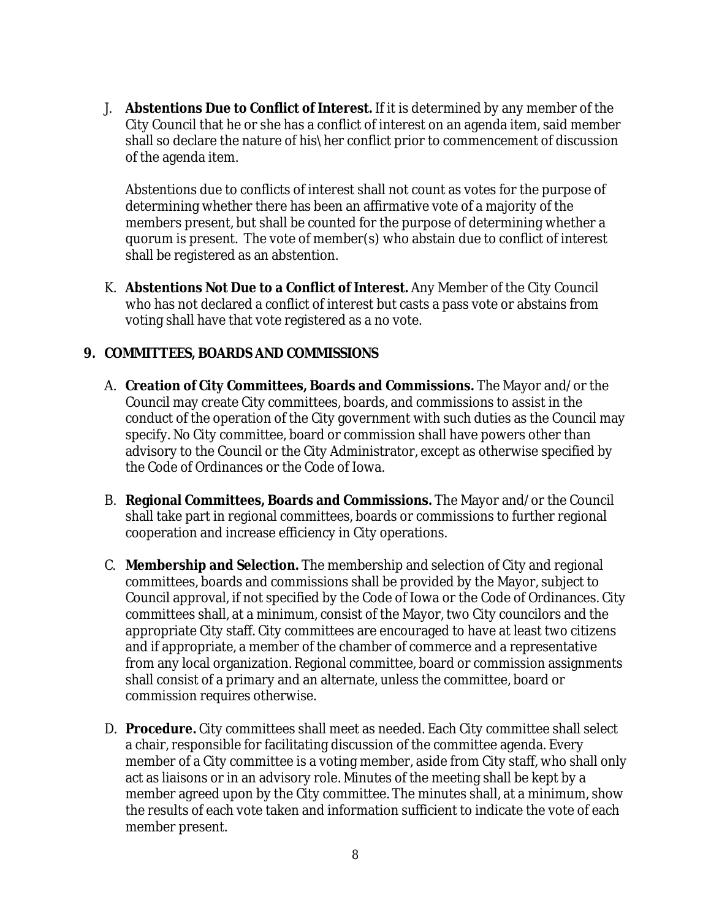J. **Abstentions Due to Conflict of Interest.** If it is determined by any member of the City Council that he or she has a conflict of interest on an agenda item, said member shall so declare the nature of his\her conflict prior to commencement of discussion of the agenda item.

   Abstentions due to conflicts of interest shall not count as votes for the purpose of determining whether there has been an affirmative vote of a majority of the members present, but shall be counted for the purpose of determining whether a quorum is present. The vote of member(s) who abstain due to conflict of interest shall be registered as an abstention.

K. **Abstentions Not Due to a Conflict of Interest.** Any Member of the City Council who has not declared a conflict of interest but casts a pass vote or abstains from voting shall have that vote registered as a no vote.

**9. COMMITTEES, BOARDS AND COMMISSIONS**

A. **Creation of City Committees, Boards and Commissions.** The Mayor and/or the Council may create City committees, boards, and commissions to assist in the conduct of the operation of the City government with such duties as the Council may specify. No City committee, board or commission shall have powers other than advisory to the Council or the City Administrator, except as otherwise specified by the Code of Ordinances or the Code of Iowa.

B. **Regional Committees, Boards and Commissions.** The Mayor and/or the Council shall take part in regional committees, boards or commissions to further regional cooperation and increase efficiency in City operations.

C. **Membership and Selection.** The membership and selection of City and regional committees, boards and commissions shall be provided by the Mayor, subject to Council approval, if not specified by the Code of Iowa or the Code of Ordinances. City committees shall, at a minimum, consist of the Mayor, two City councilors and the appropriate City staff. City committees are encouraged to have at least two citizens and if appropriate, a member of the chamber of commerce and a representative from any local organization. Regional committee, board or commission assignments shall consist of a primary and an alternate, unless the committee, board or commission requires otherwise.

D. **Procedure.** City committees shall meet as needed. Each City committee shall select a chair, responsible for facilitating discussion of the committee agenda. Every member of a City committee is a voting member, aside from City staff, who shall only act as liaisons or in an advisory role. Minutes of the meeting shall be kept by a member agreed upon by the City committee. The minutes shall, at a minimum, show the results of each vote taken and information sufficient to indicate the vote of each member present.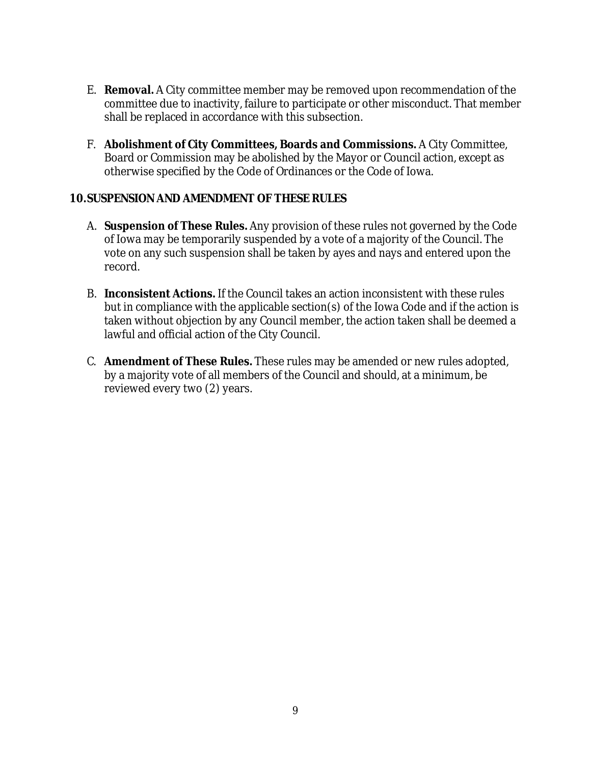E. **Removal.** A City committee member may be removed upon recommendation of the committee due to inactivity, failure to participate or other misconduct. That member shall be replaced in accordance with this subsection.

F. **Abolishment of City Committees, Boards and Commissions.** A City Committee, Board or Commission may be abolished by the Mayor or Council action, except as otherwise specified by the Code of Ordinances or the Code of Iowa.

## 10. SUSPENSION AND AMENDMENT OF THESE RULES

A. **Suspension of These Rules.** Any provision of these rules not governed by the Code of Iowa may be temporarily suspended by a vote of a majority of the Council. The vote on any such suspension shall be taken by ayes and nays and entered upon the record.

B. **Inconsistent Actions.** If the Council takes an action inconsistent with these rules but in compliance with the applicable section(s) of the Iowa Code and if the action is taken without objection by any Council member, the action taken shall be deemed a lawful and official action of the City Council.

C. **Amendment of These Rules.** These rules may be amended or new rules adopted, by a majority vote of all members of the Council and should, at a minimum, be reviewed every two (2) years.